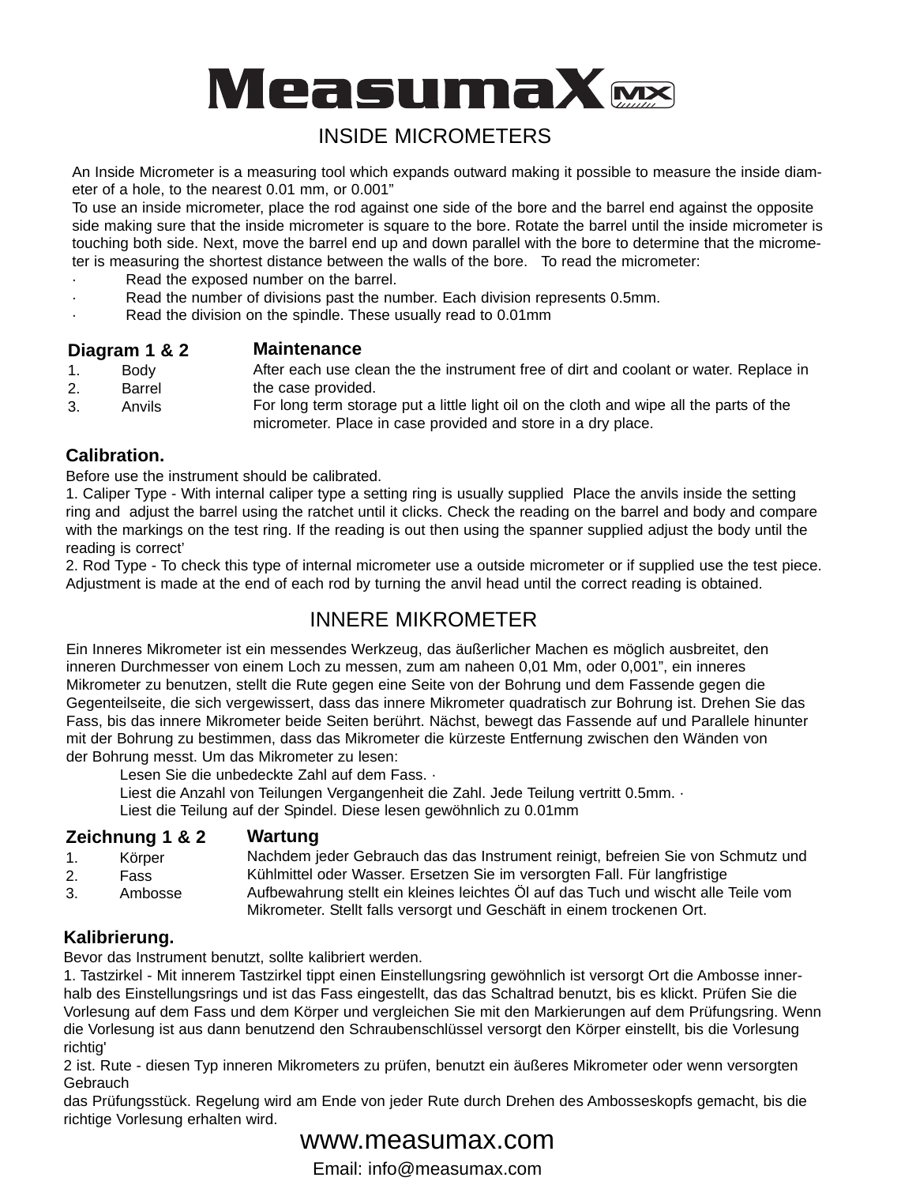# MeasumaX

## INSIDE MICROMETERS

An Inside Micrometer is a measuring tool which expands outward making it possible to measure the inside diameter of a hole, to the nearest 0.01 mm, or 0.001”
To use an inside micrometer, place the rod against one side of the bore and the barrel end against the opposite side making sure that the inside micrometer is square to the bore. Rotate the barrel until the inside micrometer is touching both side. Next, move the barrel end up and down parallel with the bore to determine that the micrometer is measuring the shortest distance between the walls of the bore.   To read the micrometer:

- Read the exposed number on the barrel.
- Read the number of divisions past the number. Each division represents 0.5mm.
- Read the division on the spindle. These usually read to 0.01mm

### Diagram 1 & 2

1. Body
2. Barrel
3. Anvils

### Maintenance

After each use clean the the instrument free of dirt and coolant or water. Replace in the case provided.
For long term storage put a little light oil on the cloth and wipe all the parts of the micrometer. Place in case provided and store in a dry place.

### Calibration.

Before use the instrument should be calibrated.
1. Caliper Type - With internal caliper type a setting ring is usually supplied  Place the anvils inside the setting ring and  adjust the barrel using the ratchet until it clicks. Check the reading on the barrel and body and compare with the markings on the test ring. If the reading is out then using the spanner supplied adjust the body until the reading is correct’
2. Rod Type - To check this type of internal micrometer use a outside micrometer or if supplied use the test piece. Adjustment is made at the end of each rod by turning the anvil head until the correct reading is obtained.

## INNERE MIKROMETER

Ein Inneres Mikrometer ist ein messendes Werkzeug, das äußerlicher Machen es möglich ausbreitet, den inneren Durchmesser von einem Loch zu messen, zum am naheen 0,01 Mm, oder 0,001”, ein inneres Mikrometer zu benutzen, stellt die Rute gegen eine Seite von der Bohrung und dem Fassende gegen die Gegenteilseite, die sich vergewissert, dass das innere Mikrometer quadratisch zur Bohrung ist. Drehen Sie das Fass, bis das innere Mikrometer beide Seiten berührt. Nächst, bewegt das Fassende auf und Parallele hinunter mit der Bohrung zu bestimmen, dass das Mikrometer die kürzeste Entfernung zwischen den Wänden von der Bohrung messt. Um das Mikrometer zu lesen:

Lesen Sie die unbedeckte Zahl auf dem Fass. ·
Liest die Anzahl von Teilungen Vergangenheit die Zahl. Jede Teilung vertritt 0.5mm. ·
Liest die Teilung auf der Spindel. Diese lesen gewöhnlich zu 0.01mm

### Zeichnung 1 & 2

1. Körper
2. Fass
3. Ambosse

### Wartung

Nachdem jeder Gebrauch das das Instrument reinigt, befreien Sie von Schmutz und Kühlmittel oder Wasser. Ersetzen Sie im versorgten Fall. Für langfristige Aufbewahrung stellt ein kleines leichtes Öl auf das Tuch und wischt alle Teile vom Mikrometer. Stellt falls versorgt und Geschäft in einem trockenen Ort.

### Kalibrierung.

Bevor das Instrument benutzt, sollte kalibriert werden.
1. Tastzirkel - Mit innerem Tastzirkel tippt einen Einstellungsring gewöhnlich ist versorgt Ort die Ambosse innerhalb des Einstellungsrings und ist das Fass eingestellt, das das Schaltrad benutzt, bis es klickt. Prüfen Sie die Vorlesung auf dem Fass und dem Körper und vergleichen Sie mit den Markierungen auf dem Prüfungsring. Wenn die Vorlesung ist aus dann benutzend den Schraubenschlüssel versorgt den Körper einstellt, bis die Vorlesung richtig'
2 ist. Rute - diesen Typ inneren Mikrometers zu prüfen, benutzt ein äußeres Mikrometer oder wenn versorgten Gebrauch
das Prüfungsstück. Regelung wird am Ende von jeder Rute durch Drehen des Ambosseskopfs gemacht, bis die richtige Vorlesung erhalten wird.

www.measumax.com

Email: info@measumax.com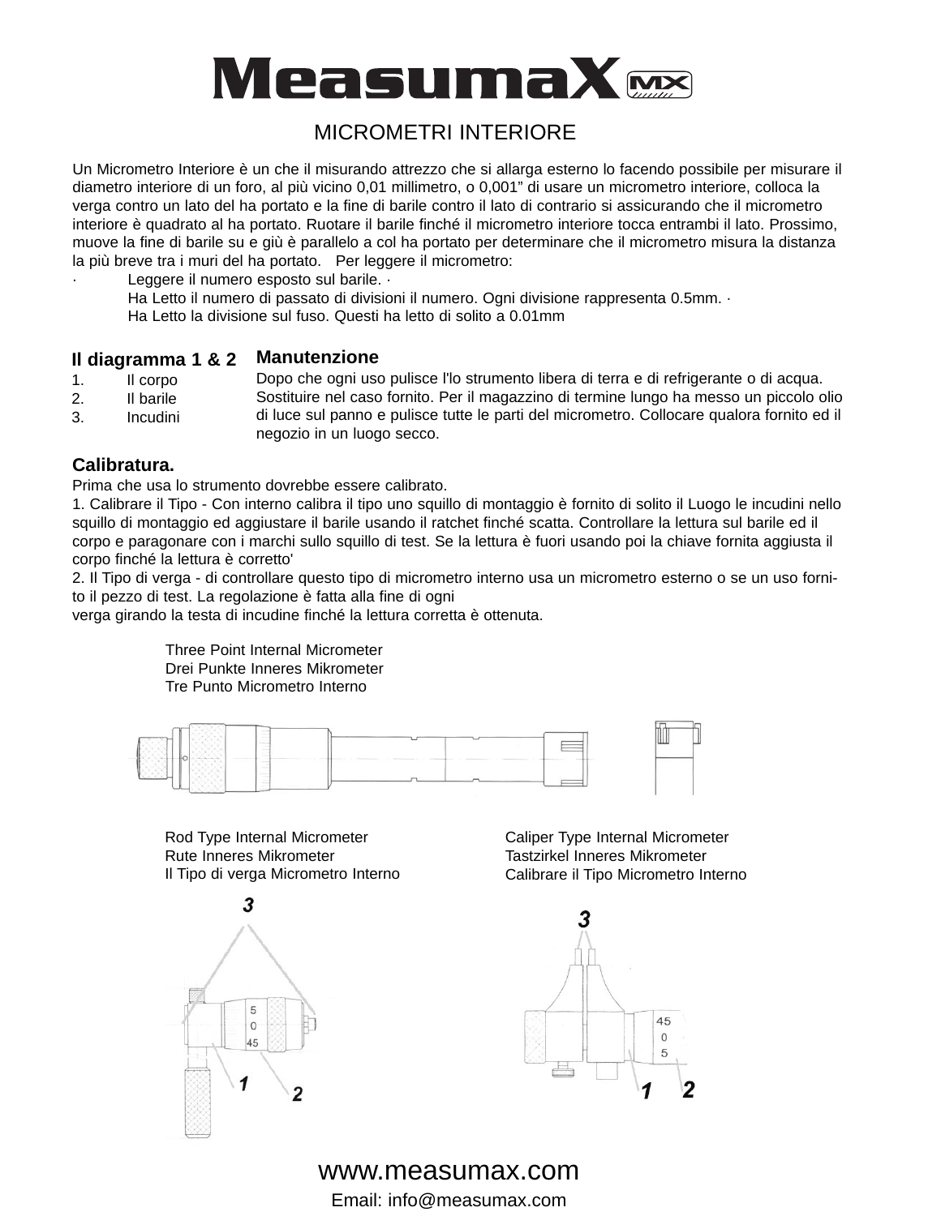# MeasumaX MX

## MICROMETRI INTERIORE

Un Micrometro Interiore è un che il misurando attrezzo che si allarga esterno lo facendo possibile per misurare il diametro interiore di un foro, al più vicino 0,01 millimetro, o 0,001" di usare un micrometro interiore, colloca la verga contro un lato del ha portato e la fine di barile contro il lato di contrario si assicurando che il micrometro interiore è quadrato al ha portato. Ruotare il barile finché il micrometro interiore tocca entrambi il lato. Prossimo, muove la fine di barile su e giù è parallelo a col ha portato per determinare che il micrometro misura la distanza la più breve tra i muri del ha portato. Per leggere il micrometro:

· Leggere il numero esposto sul barile. ·
Ha Letto il numero di passato di divisioni il numero. Ogni divisione rappresenta 0.5mm. ·
Ha Letto la divisione sul fuso. Questi ha letto di solito a 0.01mm

**Il diagramma 1 & 2**

1. Il corpo
2. Il barile
3. Incudini

### Manutenzione

Dopo che ogni uso pulisce l'lo strumento libera di terra e di refrigerante o di acqua. Sostituire nel caso fornito. Per il magazzino di termine lungo ha messo un piccolo olio di luce sul panno e pulisce tutte le parti del micrometro. Collocare qualora fornito ed il negozio in un luogo secco.

### Calibratura.

Prima che usa lo strumento dovrebbe essere calibrato.
1. Calibrare il Tipo - Con interno calibra il tipo uno squillo di montaggio è fornito di solito il Luogo le incudini nello squillo di montaggio ed aggiustare il barile usando il ratchet finché scatta. Controllare la lettura sul barile ed il corpo e paragonare con i marchi sullo squillo di test. Se la lettura è fuori usando poi la chiave fornita aggiusta il corpo finché la lettura è corretto'
2. Il Tipo di verga - di controllare questo tipo di micrometro interno usa un micrometro esterno o se un uso fornito il pezzo di test. La regolazione è fatta alla fine di ogni
verga girando la testa di incudine finché la lettura corretta è ottenuta.

Three Point Internal Micrometer
Drei Punkte Inneres Mikrometer
Tre Punto Micrometro Interno

Rod Type Internal Micrometer
Rute Inneres Mikrometer
Il Tipo di verga Micrometro Interno

Caliper Type Internal Micrometer
Tastzirkel Inneres Mikrometer
Calibrare il Tipo Micrometro Interno

www.measumax.com
Email: info@measumax.com